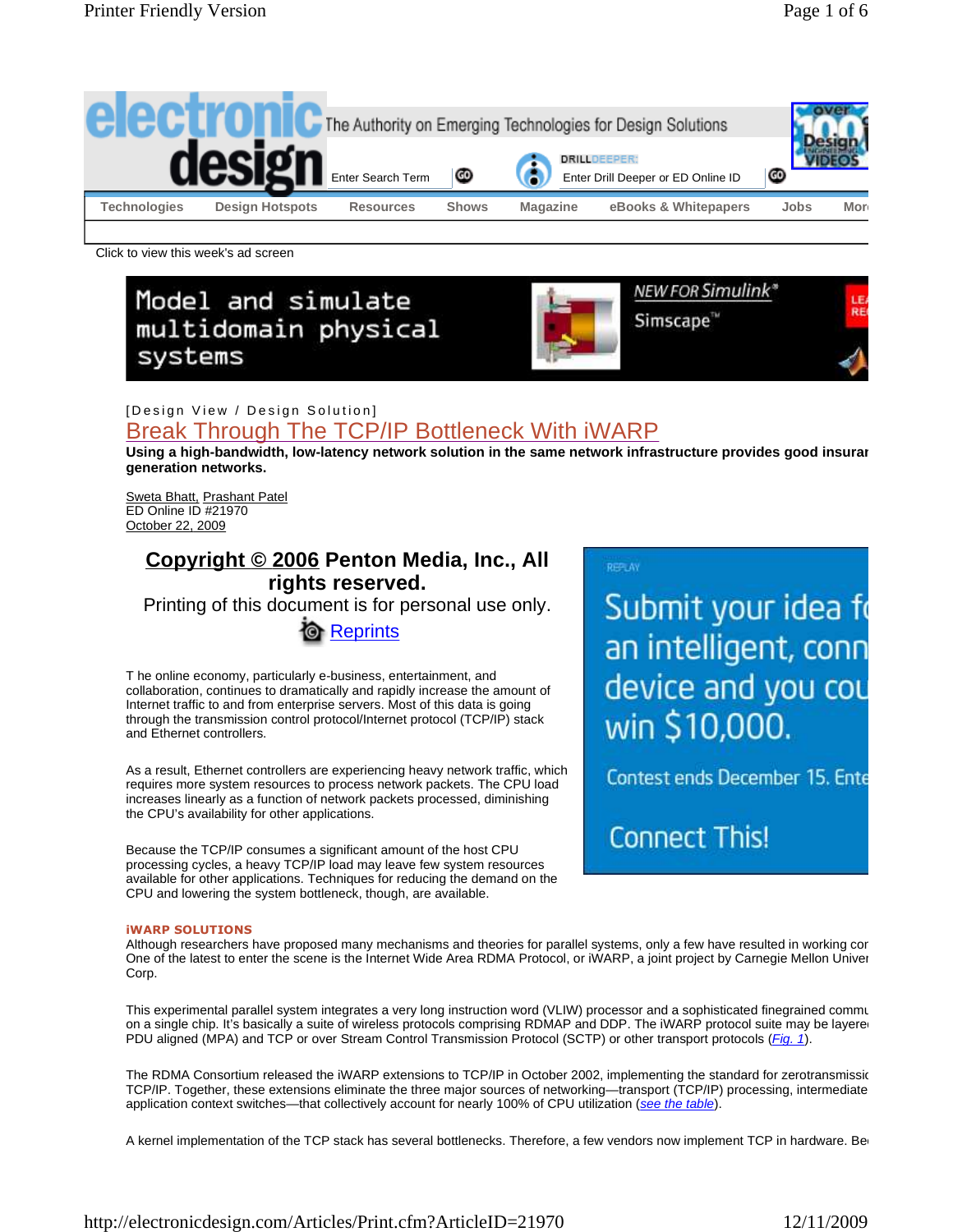[Design View / Design Solution]

# Break Through The TCP/IP Bottleneck With iWARP

**Using a high-bandwidth, low-latency network solution in the same network infrastructure provides good insurar generation networks.**

Sweta Bhatt, Prashant Patel
ED Online ID #21970
October 22, 2009

**Copyright © 2006 Penton Media, Inc., All rights reserved.**
Printing of this document is for personal use only.
Reprints

T he online economy, particularly e-business, entertainment, and collaboration, continues to dramatically and rapidly increase the amount of Internet traffic to and from enterprise servers. Most of this data is going through the transmission control protocol/Internet protocol (TCP/IP) stack and Ethernet controllers.

As a result, Ethernet controllers are experiencing heavy network traffic, which requires more system resources to process network packets. The CPU load increases linearly as a function of network packets processed, diminishing the CPU's availability for other applications.

Because the TCP/IP consumes a significant amount of the host CPU processing cycles, a heavy TCP/IP load may leave few system resources available for other applications. Techniques for reducing the demand on the CPU and lowering the system bottleneck, though, are available.

## iWARP SOLUTIONS

Although researchers have proposed many mechanisms and theories for parallel systems, only a few have resulted in working cor One of the latest to enter the scene is the Internet Wide Area RDMA Protocol, or iWARP, a joint project by Carnegie Mellon Univer Corp.

This experimental parallel system integrates a very long instruction word (VLIW) processor and a sophisticated finegrained commu on a single chip. It's basically a suite of wireless protocols comprising RDMAP and DDP. The iWARP protocol suite may be layere PDU aligned (MPA) and TCP or over Stream Control Transmission Protocol (SCTP) or other transport protocols (*Fig. 1*).

The RDMA Consortium released the iWARP extensions to TCP/IP in October 2002, implementing the standard for zerotransmissic TCP/IP. Together, these extensions eliminate the three major sources of networking—transport (TCP/IP) processing, intermediate application context switches—that collectively account for nearly 100% of CPU utilization (*see the table*).

A kernel implementation of the TCP stack has several bottlenecks. Therefore, a few vendors now implement TCP in hardware. Be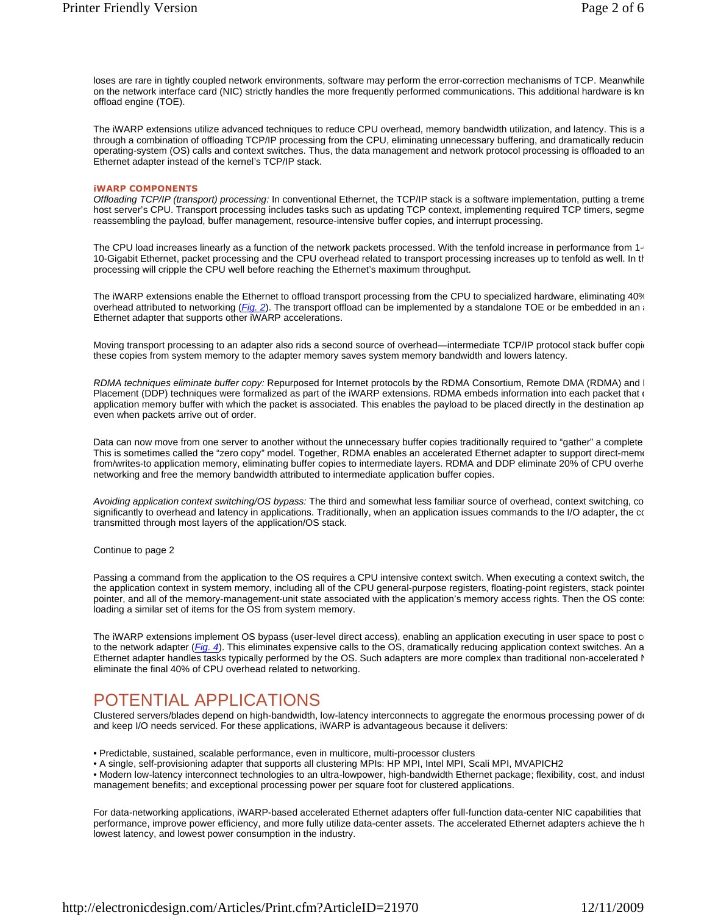loses are rare in tightly coupled network environments, software may perform the error-correction mechanisms of TCP. Meanwhile on the network interface card (NIC) strictly handles the more frequently performed communications. This additional hardware is kn offload engine (TOE).

The iWARP extensions utilize advanced techniques to reduce CPU overhead, memory bandwidth utilization, and latency. This is a through a combination of offloading TCP/IP processing from the CPU, eliminating unnecessary buffering, and dramatically reducin operating-system (OS) calls and context switches. Thus, the data management and network protocol processing is offloaded to an Ethernet adapter instead of the kernel's TCP/IP stack.

### iWARP COMPONENTS

*Offloading TCP/IP (transport) processing:* In conventional Ethernet, the TCP/IP stack is a software implementation, putting a treme host server's CPU. Transport processing includes tasks such as updating TCP context, implementing required TCP timers, segme reassembling the payload, buffer management, resource-intensive buffer copies, and interrupt processing.

The CPU load increases linearly as a function of the network packets processed. With the tenfold increase in performance from 1- 10-Gigabit Ethernet, packet processing and the CPU overhead related to transport processing increases up to tenfold as well. In th processing will cripple the CPU well before reaching the Ethernet's maximum throughput.

The iWARP extensions enable the Ethernet to offload transport processing from the CPU to specialized hardware, eliminating 40% overhead attributed to networking (*Fig. 2*). The transport offload can be implemented by a standalone TOE or be embedded in an Ethernet adapter that supports other iWARP accelerations.

Moving transport processing to an adapter also rids a second source of overhead—intermediate TCP/IP protocol stack buffer copi these copies from system memory to the adapter memory saves system memory bandwidth and lowers latency.

*RDMA techniques eliminate buffer copy:* Repurposed for Internet protocols by the RDMA Consortium, Remote DMA (RDMA) and Placement (DDP) techniques were formalized as part of the iWARP extensions. RDMA embeds information into each packet that application memory buffer with which the packet is associated. This enables the payload to be placed directly in the destination ap even when packets arrive out of order.

Data can now move from one server to another without the unnecessary buffer copies traditionally required to "gather" a complete This is sometimes called the "zero copy" model. Together, RDMA enables an accelerated Ethernet adapter to support direct-mem from/writes-to application memory, eliminating buffer copies to intermediate layers. RDMA and DDP eliminate 20% of CPU overhe networking and free the memory bandwidth attributed to intermediate application buffer copies.

*Avoiding application context switching/OS bypass:* The third and somewhat less familiar source of overhead, context switching, co significantly to overhead and latency in applications. Traditionally, when an application issues commands to the I/O adapter, the co transmitted through most layers of the application/OS stack.

Continue to page 2

Passing a command from the application to the OS requires a CPU intensive context switch. When executing a context switch, the the application context in system memory, including all of the CPU general-purpose registers, floating-point registers, stack pointer pointer, and all of the memory-management-unit state associated with the application's memory access rights. Then the OS conte loading a similar set of items for the OS from system memory.

The iWARP extensions implement OS bypass (user-level direct access), enabling an application executing in user space to post c to the network adapter (*Fig. 4*). This eliminates expensive calls to the OS, dramatically reducing application context switches. An a Ethernet adapter handles tasks typically performed by the OS. Such adapters are more complex than traditional non-accelerated N eliminate the final 40% of CPU overhead related to networking.

## POTENTIAL APPLICATIONS

Clustered servers/blades depend on high-bandwidth, low-latency interconnects to aggregate the enormous processing power of d and keep I/O needs serviced. For these applications, iWARP is advantageous because it delivers:

- Predictable, sustained, scalable performance, even in multicore, multi-processor clusters
- A single, self-provisioning adapter that supports all clustering MPIs: HP MPI, Intel MPI, Scali MPI, MVAPICH2
- Modern low-latency interconnect technologies to an ultra-lowpower, high-bandwidth Ethernet package; flexibility, cost, and indust management benefits; and exceptional processing power per square foot for clustered applications.

For data-networking applications, iWARP-based accelerated Ethernet adapters offer full-function data-center NIC capabilities that performance, improve power efficiency, and more fully utilize data-center assets. The accelerated Ethernet adapters achieve the h lowest latency, and lowest power consumption in the industry.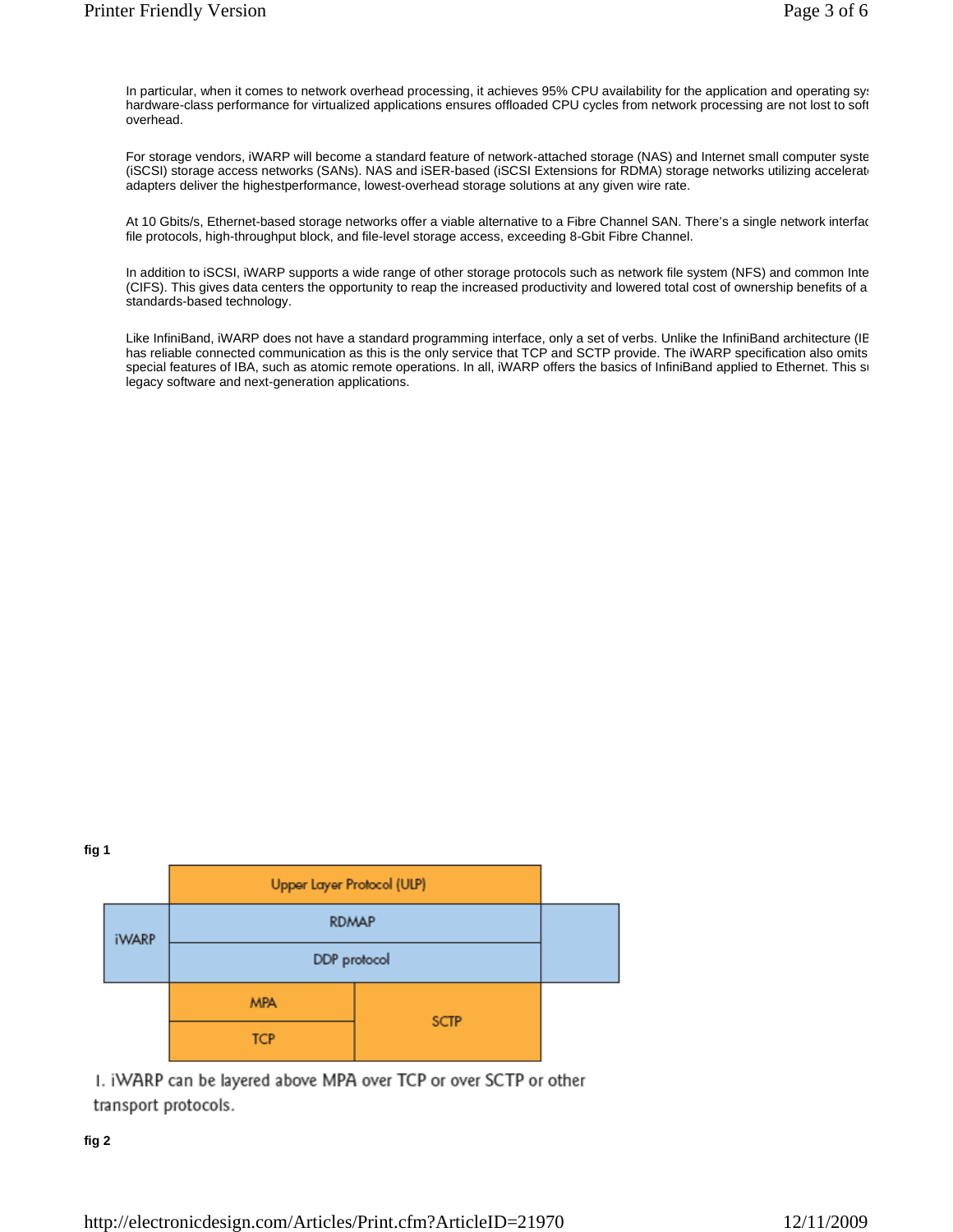In particular, when it comes to network overhead processing, it achieves 95% CPU availability for the application and operating sy: hardware-class performance for virtualized applications ensures offloaded CPU cycles from network processing are not lost to soft overhead.

For storage vendors, iWARP will become a standard feature of network-attached storage (NAS) and Internet small computer syste (iSCSI) storage access networks (SANs). NAS and iSER-based (iSCSI Extensions for RDMA) storage networks utilizing accelerat adapters deliver the highestperformance, lowest-overhead storage solutions at any given wire rate.

At 10 Gbits/s, Ethernet-based storage networks offer a viable alternative to a Fibre Channel SAN. There's a single network interfac file protocols, high-throughput block, and file-level storage access, exceeding 8-Gbit Fibre Channel.

In addition to iSCSI, iWARP supports a wide range of other storage protocols such as network file system (NFS) and common Inte (CIFS). This gives data centers the opportunity to reap the increased productivity and lowered total cost of ownership benefits of a standards-based technology.

Like InfiniBand, iWARP does not have a standard programming interface, only a set of verbs. Unlike the InfiniBand architecture (IE has reliable connected communication as this is the only service that TCP and SCTP provide. The iWARP specification also omits special features of IBA, such as atomic remote operations. In all, iWARP offers the basics of InfiniBand applied to Ethernet. This su legacy software and next-generation applications.

**fig 1**

| | Upper Layer Protocol (ULP) | |
|---|---|---|
| iWARP | RDMAP | |
| | DDP protocol | |
| | MPA | SCTP |
| | TCP | |

1. iWARP can be layered above MPA over TCP or over SCTP or other transport protocols.

**fig 2**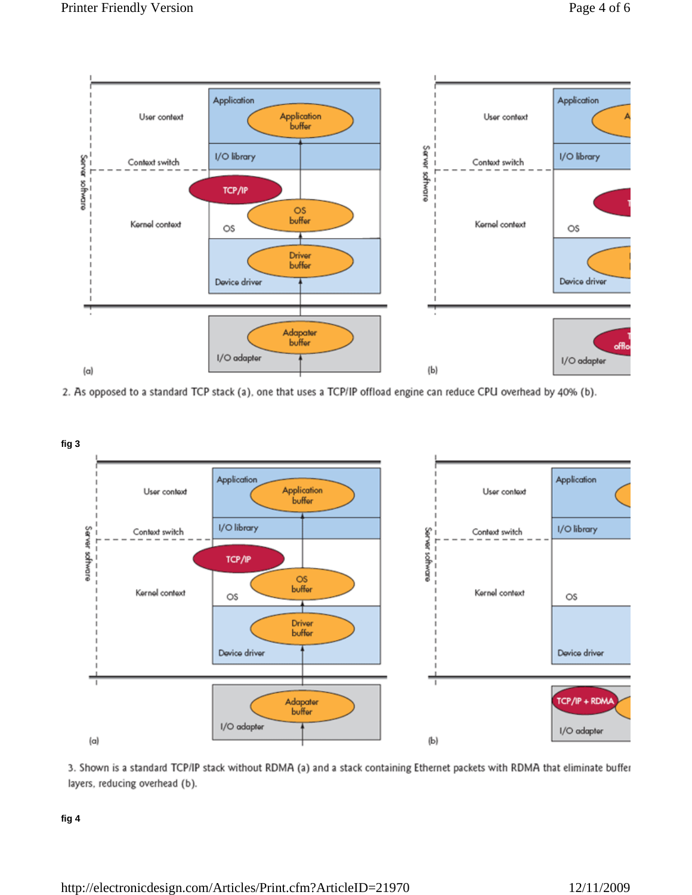2. As opposed to a standard TCP stack (a), one that uses a TCP/IP offload engine can reduce CPU overhead by 40% (b).

**fig 3**

3. Shown is a standard TCP/IP stack without RDMA (a) and a stack containing Ethernet packets with RDMA that eliminate buffer layers, reducing overhead (b).

**fig 4**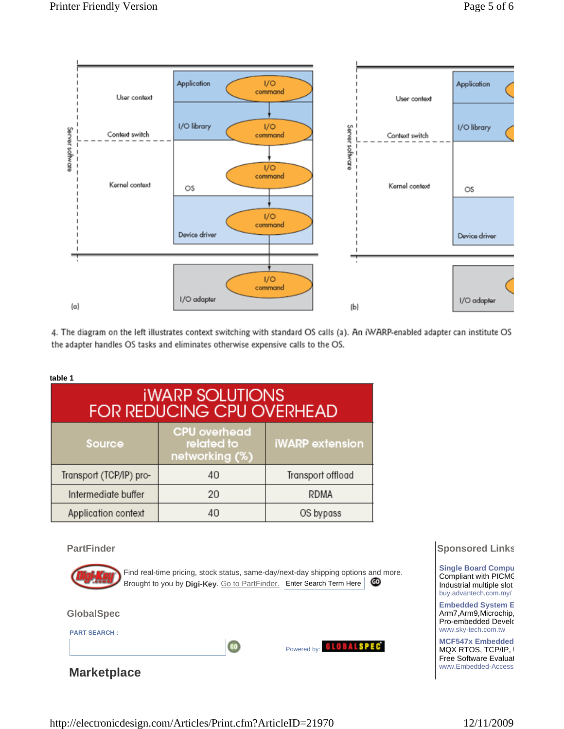4. The diagram on the left illustrates context switching with standard OS calls (a). An iWARP-enabled adapter can institute OS the adapter handles OS tasks and eliminates otherwise expensive calls to the OS.

**table 1**

| iWARP SOLUTIONS FOR REDUCING CPU OVERHEAD | | |
|---|---|---|
| Source | CPU overhead related to networking (%) | iWARP extension |
| Transport (TCP/IP) pro- | 40 | Transport offload |
| Intermediate buffer | 20 | RDMA |
| Application context | 40 | OS bypass |

**PartFinder**

Find real-time pricing, stock status, same-day/next-day shipping options and more. Brought to you by **Digi-Key**. Go to PartFinder. Enter Search Term Here

**GlobalSpec**

PART SEARCH :

Powered by: GLOBALSPEC

## Marketplace

**Sponsored Links**

**Single Board Compu**
Compliant with PICMG
Industrial multiple slot
buy.advantech.com.my/

**Embedded System E**
Arm7,Arm9,Microchip,
Pro-embedded Develo
www.sky-tech.com.tw

**MCF547x Embedded**
MQX RTOS, TCP/IP,
Free Software Evaluat
www.Embedded-Access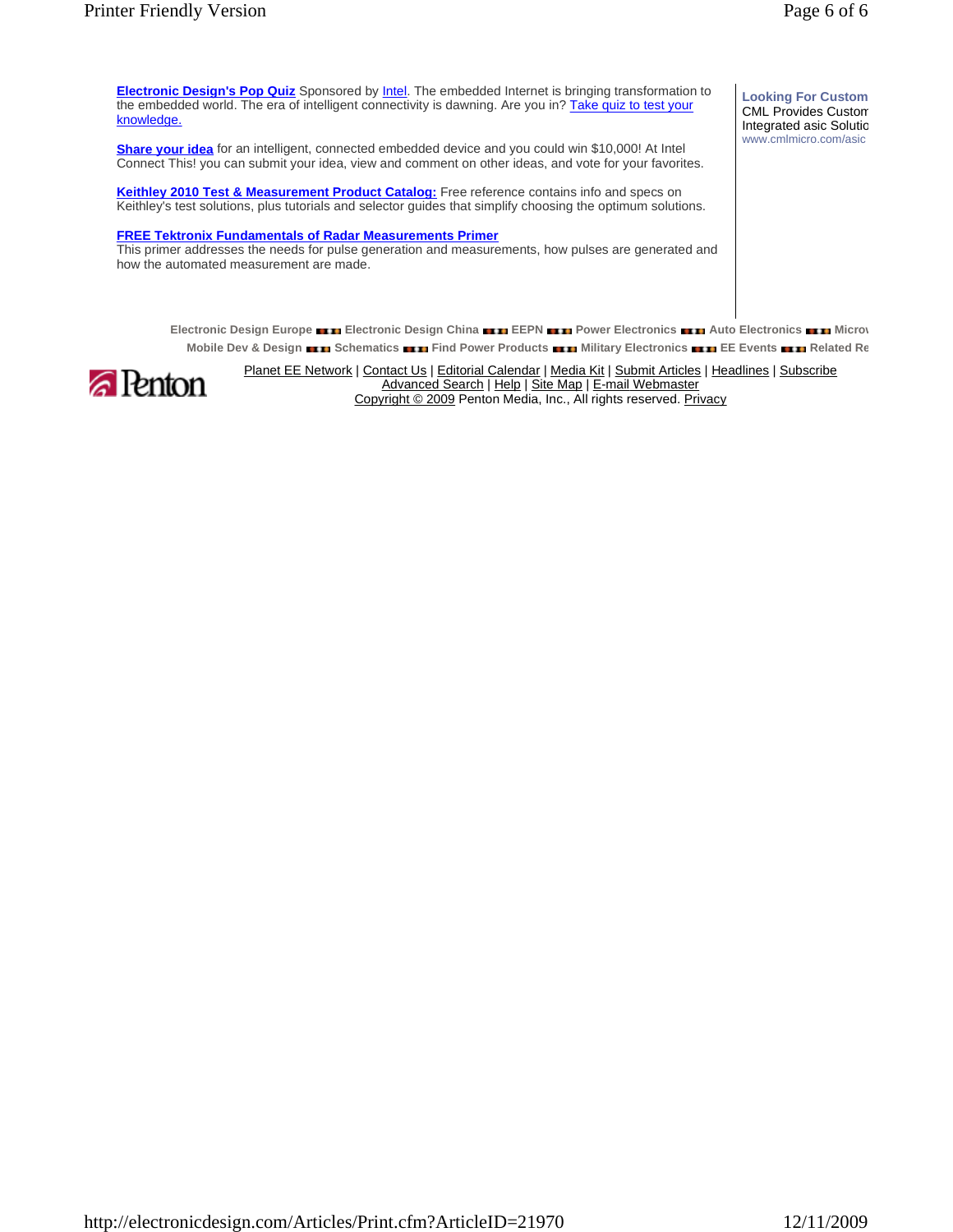**Electronic Design's Pop Quiz** Sponsored by Intel. The embedded Internet is bringing transformation to the embedded world. The era of intelligent connectivity is dawning. Are you in? Take quiz to test your knowledge.

**Share your idea** for an intelligent, connected embedded device and you could win $10,000! At Intel Connect This! you can submit your idea, view and comment on other ideas, and vote for your favorites.

**Keithley 2010 Test & Measurement Product Catalog:** Free reference contains info and specs on Keithley's test solutions, plus tutorials and selector guides that simplify choosing the optimum solutions.

**FREE Tektronix Fundamentals of Radar Measurements Primer**
This primer addresses the needs for pulse generation and measurements, how pulses are generated and how the automated measurement are made.

**Looking For Custom**
CML Provides Custom
Integrated asic Solutio
www.cmlmicro.com/asic

Electronic Design Europe | Electronic Design China | EEPN | Power Electronics | Auto Electronics | Microv
Mobile Dev & Design | Schematics | Find Power Products | Military Electronics | EE Events | Related Re

Penton

Planet EE Network | Contact Us | Editorial Calendar | Media Kit | Submit Articles | Headlines | Subscribe
Advanced Search | Help | Site Map | E-mail Webmaster
Copyright © 2009 Penton Media, Inc., All rights reserved. Privacy